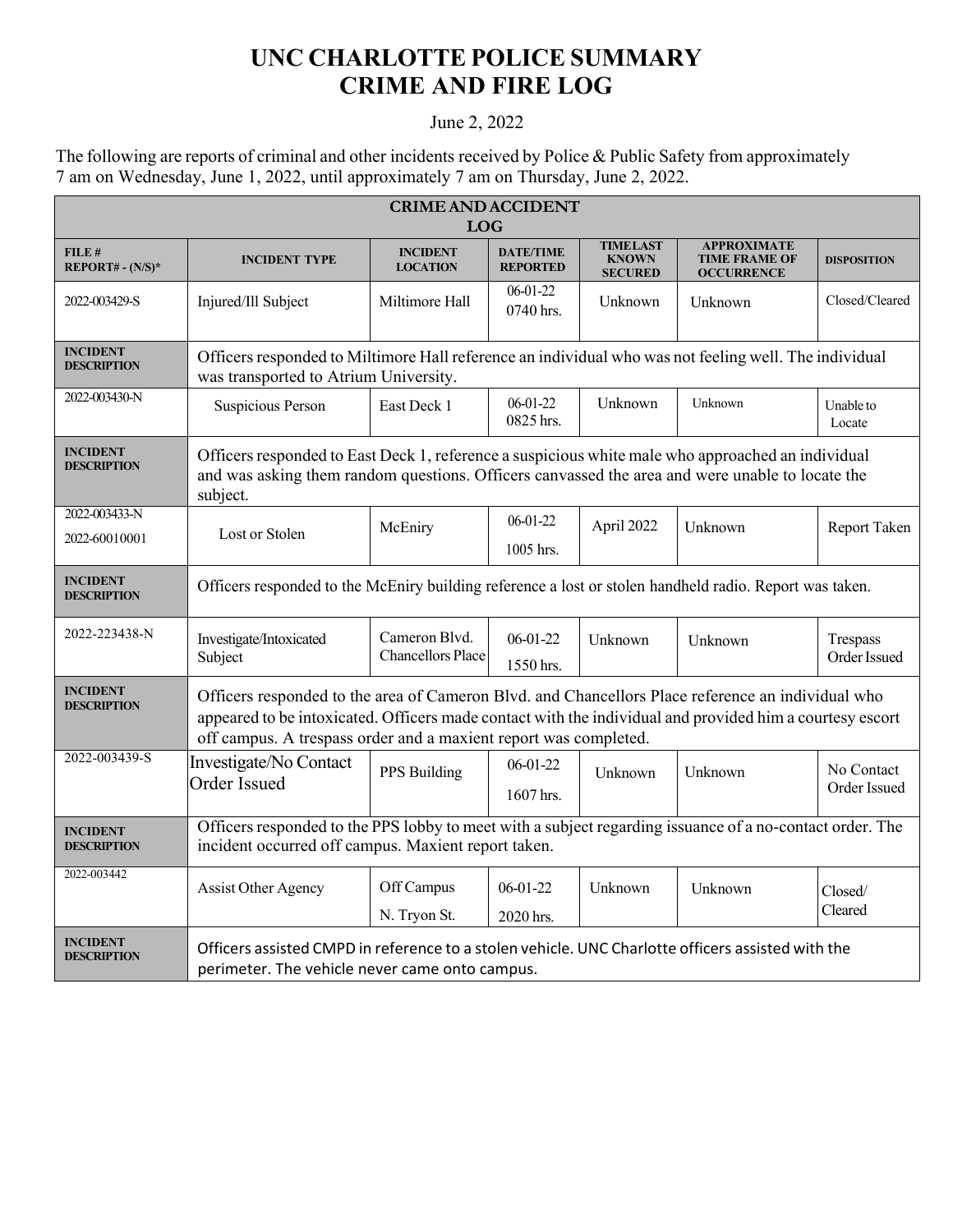# UNC CHARLOTTE POLICE SUMMARY
# CRIME AND FIRE LOG

June 2, 2022

The following are reports of criminal and other incidents received by Police & Public Safety from approximately 7 am on Wednesday, June 1, 2022, until approximately 7 am on Thursday, June 2, 2022.

| CRIME AND ACCIDENT LOG | | | | | | |
|---|---|---|---|---|---|---|
| **FILE # REPORT# - (N/S)*** | **INCIDENT TYPE** | **INCIDENT LOCATION** | **DATE/TIME REPORTED** | **TIME LAST KNOWN SECURED** | **APPROXIMATE TIME FRAME OF OCCURRENCE** | **DISPOSITION** |
| 2022-003429-S | Injured/Ill Subject | Miltimore Hall | 06-01-22 0740 hrs. | Unknown | Unknown | Closed/Cleared |
| **INCIDENT DESCRIPTION** | Officers responded to Miltimore Hall reference an individual who was not feeling well. The individual was transported to Atrium University. | | | | | |
| 2022-003430-N | Suspicious Person | East Deck 1 | 06-01-22 0825 hrs. | Unknown | Unknown | Unable to Locate |
| **INCIDENT DESCRIPTION** | Officers responded to East Deck 1, reference a suspicious white male who approached an individual and was asking them random questions. Officers canvassed the area and were unable to locate the subject. | | | | | |
| 2022-003433-N 2022-60010001 | Lost or Stolen | McEniry | 06-01-22 1005 hrs. | April 2022 | Unknown | Report Taken |
| **INCIDENT DESCRIPTION** | Officers responded to the McEniry building reference a lost or stolen handheld radio. Report was taken. | | | | | |
| 2022-223438-N | Investigate/Intoxicated Subject | Cameron Blvd. Chancellors Place | 06-01-22 1550 hrs. | Unknown | Unknown | Trespass Order Issued |
| **INCIDENT DESCRIPTION** | Officers responded to the area of Cameron Blvd. and Chancellors Place reference an individual who appeared to be intoxicated. Officers made contact with the individual and provided him a courtesy escort off campus. A trespass order and a maxient report was completed. | | | | | |
| 2022-003439-S | Investigate/No Contact Order Issued | PPS Building | 06-01-22 1607 hrs. | Unknown | Unknown | No Contact Order Issued |
| **INCIDENT DESCRIPTION** | Officers responded to the PPS lobby to meet with a subject regarding issuance of a no-contact order. The incident occurred off campus. Maxient report taken. | | | | | |
| 2022-003442 | Assist Other Agency | Off Campus N. Tryon St. | 06-01-22 2020 hrs. | Unknown | Unknown | Closed/ Cleared |
| **INCIDENT DESCRIPTION** | Officers assisted CMPD in reference to a stolen vehicle. UNC Charlotte officers assisted with the perimeter. The vehicle never came onto campus. | | | | | |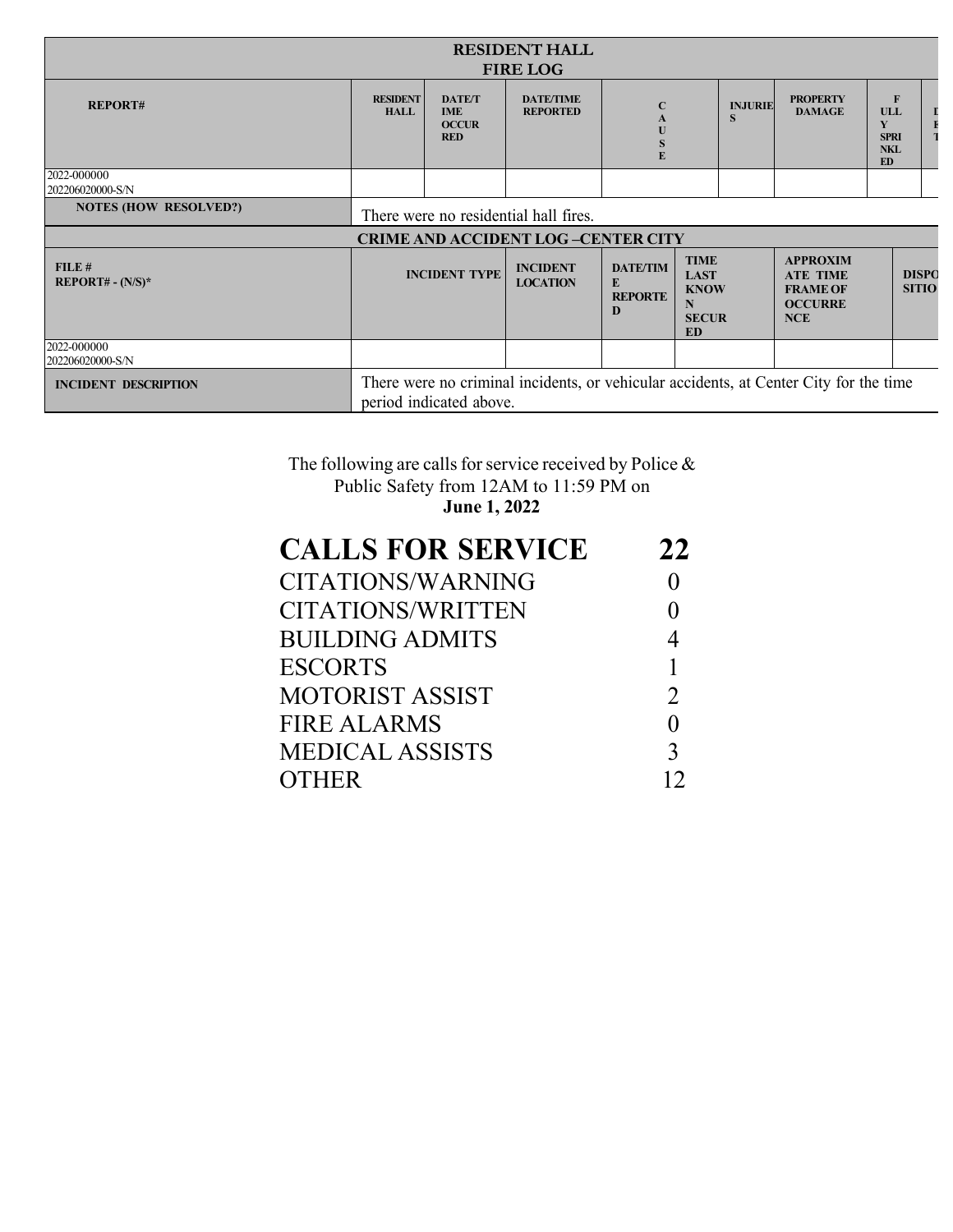| RESIDENT HALL FIRE LOG | | | | | | | | |
|---|---|---|---|---|---|---|---|---|
| REPORT# | RESIDENT HALL | DATE/TIME OCCURRED | DATE/TIME REPORTED | CAUSE | INJURIES | PROPERTY DAMAGE | FULLY SPRINKLED | D F T |
| 2022-000000 202206020000-S/N | | | | | | | | |
| NOTES (HOW RESOLVED?) | There were no residential hall fires. | | | | | | | |

| CRIME AND ACCIDENT LOG –CENTER CITY | | | | | | |
|---|---|---|---|---|---|---|
| FILE # REPORT# - (N/S)* | INCIDENT TYPE | INCIDENT LOCATION | DATE/TIME REPORTED | TIME LAST KNOWN SECURED | APPROXIMATE TIME FRAME OF OCCURRENCE | DISPOSITIO |
| 2022-000000 202206020000-S/N | | | | | | |
| INCIDENT DESCRIPTION | There were no criminal incidents, or vehicular accidents, at Center City for the time period indicated above. | | | | | |

The following are calls for service received by Police & Public Safety from 12AM to 11:59 PM on
**June 1, 2022**

| | |
|---|---|
| **CALLS FOR SERVICE** | **22** |
| CITATIONS/WARNING | 0 |
| CITATIONS/WRITTEN | 0 |
| BUILDING ADMITS | 4 |
| ESCORTS | 1 |
| MOTORIST ASSIST | 2 |
| FIRE ALARMS | 0 |
| MEDICAL ASSISTS | 3 |
| OTHER | 12 |